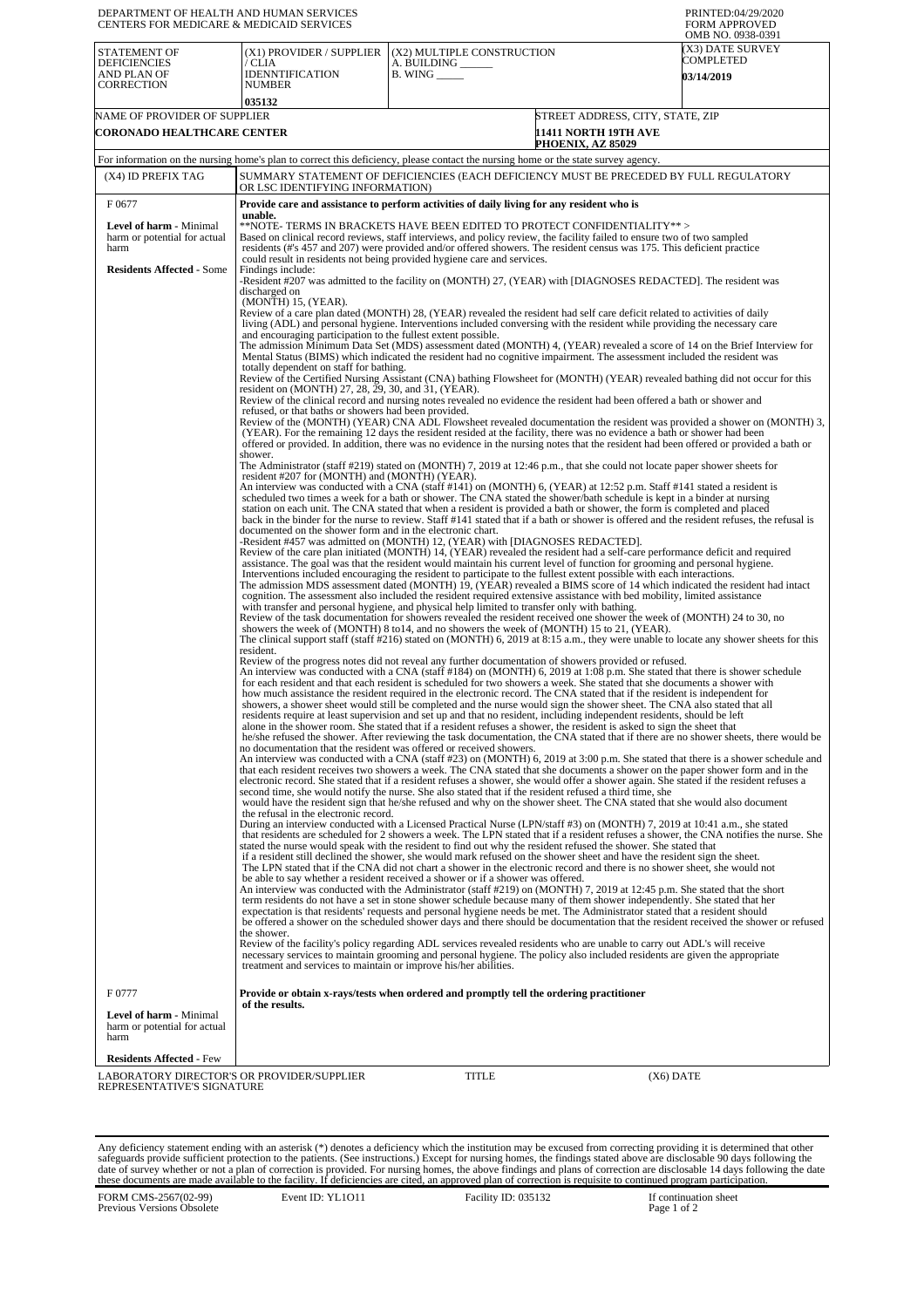DEPARTMENT OF HEALTH AND HUMAN SERVICES
CENTERS FOR MEDICARE & MEDICAID SERVICES

PRINTED:04/29/2020
FORM APPROVED
OMB NO. 0938-0391

| STATEMENT OF DEFICIENCIES AND PLAN OF CORRECTION | (X1) PROVIDER / SUPPLIER / CLIA IDENNTIFICATION NUMBER | (X2) MULTIPLE CONSTRUCTION A. BUILDING ______ B. WING _____ | (X3) DATE SURVEY COMPLETED |
|---|---|---|---|
| | 035132 | | 03/14/2019 |

| NAME OF PROVIDER OF SUPPLIER | STREET ADDRESS, CITY, STATE, ZIP |
|---|---|
| CORONADO HEALTHCARE CENTER | 11411 NORTH 19TH AVE PHOENIX, AZ 85029 |

For information on the nursing home's plan to correct this deficiency, please contact the nursing home or the state survey agency.

| (X4) ID PREFIX TAG | SUMMARY STATEMENT OF DEFICIENCIES (EACH DEFICIENCY MUST BE PRECEDED BY FULL REGULATORY OR LSC IDENTIFYING INFORMATION) |
|---|---|
| F 0677<br><br>**Level of harm** - Minimal harm or potential for actual harm<br><br>**Residents Affected** - Some | **Provide care and assistance to perform activities of daily living for any resident who is unable.**<br>**NOTE- TERMS IN BRACKETS HAVE BEEN EDITED TO PROTECT CONFIDENTIALITY** ><br>Based on clinical record reviews, staff interviews, and policy review, the facility failed to ensure two of two sampled residents (#'s 457 and 207) were provided and/or offered showers. The resident census was 175. This deficient practice could result in residents not being provided hygiene care and services.<br>Findings include:<br>-Resident #207 was admitted to the facility on (MONTH) 27, (YEAR) with [DIAGNOSES REDACTED]. The resident was discharged on (MONTH) 15, (YEAR).<br>Review of a care plan dated (MONTH) 28, (YEAR) revealed the resident had self care deficit related to activities of daily living (ADL) and personal hygiene. Interventions included conversing with the resident while providing the necessary care and encouraging participation to the fullest extent possible.<br>The admission Minimum Data Set (MDS) assessment dated (MONTH) 4, (YEAR) revealed a score of 14 on the Brief Interview for Mental Status (BIMS) which indicated the resident had no cognitive impairment. The assessment included the resident was totally dependent on staff for bathing.<br>Review of the Certified Nursing Assistant (CNA) bathing Flowsheet for (MONTH) (YEAR) revealed bathing did not occur for this resident on (MONTH) 27, 28, 29, 30, and 31, (YEAR).<br>Review of the clinical record and nursing notes revealed no evidence the resident had been offered a bath or shower and refused, or that baths or showers had been provided.<br>Review of the (MONTH) (YEAR) CNA ADL Flowsheet revealed documentation the resident was provided a shower on (MONTH) 3, (YEAR). For the remaining 12 days the resident resided at the facility, there was no evidence a bath or shower had been offered or provided. In addition, there was no evidence in the nursing notes that the resident had been offered or provided a bath or shower.<br>The Administrator (staff #219) stated on (MONTH) 7, 2019 at 12:46 p.m., that she could not locate paper shower sheets for resident #207 for (MONTH) and (MONTH) (YEAR).<br>An interview was conducted with a CNA (staff #141) on (MONTH) 6, (YEAR) at 12:52 p.m. Staff #141 stated a resident is scheduled two times a week for a bath or shower. The CNA stated the shower/bath schedule is kept in a binder at nursing station on each unit. The CNA stated that when a resident is provided a bath or shower, the form is completed and placed back in the binder for the nurse to review. Staff #141 stated that if a bath or shower is offered and the resident refuses, the refusal is documented on the shower form and in the electronic chart.<br>-Resident #457 was admitted on (MONTH) 12, (YEAR) with [DIAGNOSES REDACTED].<br>Review of the care plan initiated (MONTH) 14, (YEAR) revealed the resident had a self-care performance deficit and required assistance. The goal was that the resident would maintain his current level of function for grooming and personal hygiene. Interventions included encouraging the resident to participate to the fullest extent possible with each interactions.<br>The admission MDS assessment dated (MONTH) 19, (YEAR) revealed a BIMS score of 14 which indicated the resident had intact cognition. The assessment also included the resident required extensive assistance with bed mobility, limited assistance with transfer and personal hygiene, and physical help limited to transfer only with bathing.<br>Review of the task documentation for showers revealed the resident received one shower the week of (MONTH) 24 to 30, no showers the week of (MONTH) 8 to14, and no showers the week of (MONTH) 15 to 21, (YEAR).<br>The clinical support staff (staff #216) stated on (MONTH) 6, 2019 at 8:15 a.m., they were unable to locate any shower sheets for this resident.<br>Review of the progress notes did not reveal any further documentation of showers provided or refused.<br>An interview was conducted with a CNA (staff #184) on (MONTH) 6, 2019 at 1:08 p.m. She stated that there is shower schedule for each resident and that each resident is scheduled for two showers a week. She stated that she documents a shower with how much assistance the resident required in the electronic record. The CNA stated that if the resident is independent for showers, a shower sheet would still be completed and the nurse would sign the shower sheet. The CNA also stated that all residents require at least supervision and set up and that no resident, including independent residents, should be left alone in the shower room. She stated that if a resident refuses a shower, the resident is asked to sign the sheet that he/she refused the shower. After reviewing the task documentation, the CNA stated that if there are no shower sheets, there would be no documentation that the resident was offered or received showers.<br>An interview was conducted with a CNA (staff #23) on (MONTH) 6, 2019 at 3:00 p.m. She stated that there is a shower schedule and that each resident receives two showers a week. The CNA stated that she documents a shower on the paper shower form and in the electronic record. She stated that if a resident refuses a shower, she would offer a shower again. She stated if the resident refuses a second time, she would notify the nurse. She also stated that if the resident refused a third time, she would have the resident sign that he/she refused and why on the shower sheet. The CNA stated that she would also document the refusal in the electronic record.<br>During an interview conducted with a Licensed Practical Nurse (LPN/staff #3) on (MONTH) 7, 2019 at 10:41 a.m., she stated that residents are scheduled for 2 showers a week. The LPN stated that if a resident refuses a shower, the CNA notifies the nurse. She stated the nurse would speak with the resident to find out why the resident refused the shower. She stated that if a resident still declined the shower, she would mark refused on the shower sheet and have the resident sign the sheet. The LPN stated that if the CNA did not chart a shower in the electronic record and there is no shower sheet, she would not be able to say whether a resident received a shower or if a shower was offered.<br>An interview was conducted with the Administrator (staff #219) on (MONTH) 7, 2019 at 12:45 p.m. She stated that the short term residents do not have a set in stone shower schedule because many of them shower independently. She stated that her expectation is that residents' requests and personal hygiene needs be met. The Administrator stated that a resident should be offered a shower on the scheduled shower days and there should be documentation that the resident received the shower or refused the shower.<br>Review of the facility's policy regarding ADL services revealed residents who are unable to carry out ADL's will receive necessary services to maintain grooming and personal hygiene. The policy also included residents are given the appropriate treatment and services to maintain or improve his/her abilities. |
| F 0777<br><br>**Level of harm** - Minimal harm or potential for actual harm<br><br>**Residents Affected** - Few | **Provide or obtain x-rays/tests when ordered and promptly tell the ordering practitioner of the results.** |

LABORATORY DIRECTOR'S OR PROVIDER/SUPPLIER REPRESENTATIVE'S SIGNATURE | TITLE | (X6) DATE

Any deficiency statement ending with an asterisk (*) denotes a deficiency which the institution may be excused from correcting providing it is determined that other safeguards provide sufficient protection to the patients. (See instructions.) Except for nursing homes, the findings stated above are disclosable 90 days following the date of survey whether or not a plan of correction is provided. For nursing homes, the above findings and plans of correction are disclosable 14 days following the date these documents are made available to the facility. If deficiencies are cited, an approved plan of correction is requisite to continued program participation.

FORM CMS-2567(02-99) Previous Versions Obsolete | Event ID: YL1O11 | Facility ID: 035132 | If continuation sheet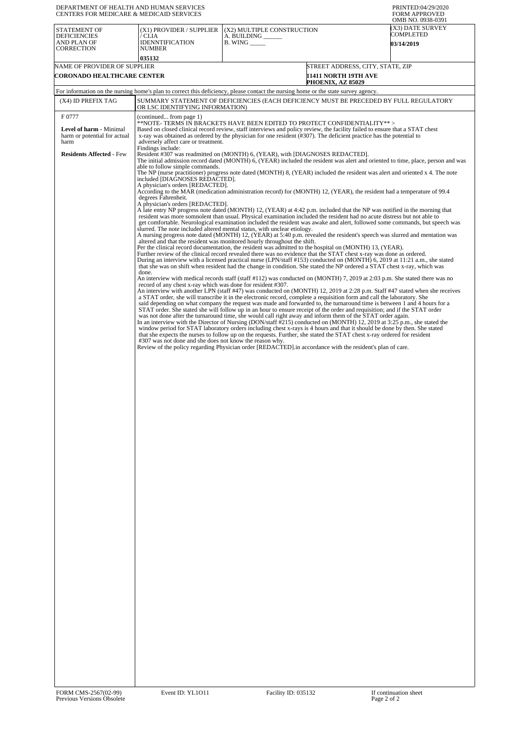DEPARTMENT OF HEALTH AND HUMAN SERVICES
CENTERS FOR MEDICARE & MEDICAID SERVICES

PRINTED:04/29/2020
FORM APPROVED
OMB NO. 0938-0391

| STATEMENT OF DEFICIENCIES AND PLAN OF CORRECTION | (X1) PROVIDER / SUPPLIER / CLIA IDENNTIFICATION NUMBER | (X2) MULTIPLE CONSTRUCTION A. BUILDING ______ B. WING _____ | (X3) DATE SURVEY COMPLETED |
|---|---|---|---|
| | 035132 | | 03/14/2019 |

| NAME OF PROVIDER OF SUPPLIER | STREET ADDRESS, CITY, STATE, ZIP |
|---|---|
| CORONADO HEALTHCARE CENTER | 11411 NORTH 19TH AVE PHOENIX, AZ 85029 |

For information on the nursing home's plan to correct this deficiency, please contact the nursing home or the state survey agency.

| (X4) ID PREFIX TAG | SUMMARY STATEMENT OF DEFICIENCIES (EACH DEFICIENCY MUST BE PRECEDED BY FULL REGULATORY OR LSC IDENTIFYING INFORMATION) |
|---|---|
| F 0777<br><br>**Level of harm** - Minimal harm or potential for actual harm<br><br>**Residents Affected** - Few | (continued... from page 1)<br>**NOTE- TERMS IN BRACKETS HAVE BEEN EDITED TO PROTECT CONFIDENTIALITY** ><br>Based on closed clinical record review, staff interviews and policy review, the facility failed to ensure that a STAT chest x-ray was obtained as ordered by the physician for one resident (#307). The deficient practice has the potential to adversely affect care or treatment.<br>Findings include:<br>Resident #307 was readmitted on (MONTH) 6, (YEAR), with [DIAGNOSES REDACTED].<br>The initial admission record dated (MONTH) 6, (YEAR) included the resident was alert and oriented to time, place, person and was able to follow simple commands.<br>The NP (nurse practitioner) progress note dated (MONTH) 8, (YEAR) included the resident was alert and oriented x 4. The note included [DIAGNOSES REDACTED].<br>A physician's orders [REDACTED].<br>According to the MAR (medication administration record) for (MONTH) 12, (YEAR), the resident had a temperature of 99.4 degrees Fahrenheit.<br>A physician's orders [REDACTED].<br>A late entry NP progress note dated (MONTH) 12, (YEAR) at 4:42 p.m. included that the NP was notified in the morning that resident was more somnolent than usual. Physical examination included the resident had no acute distress but not able to get comfortable. Neurological examination included the resident was awake and alert, followed some commands, but speech was slurred. The note included altered mental status, with unclear etiology.<br>A nursing progress note dated (MONTH) 12, (YEAR) at 5:40 p.m. revealed the resident's speech was slurred and mentation was altered and that the resident was monitored hourly throughout the shift.<br>Per the clinical record documentation, the resident was admitted to the hospital on (MONTH) 13, (YEAR).<br>Further review of the clinical record revealed there was no evidence that the STAT chest x-ray was done as ordered.<br>During an interview with a licensed practical nurse (LPN/staff #153) conducted on (MONTH) 6, 2019 at 11:21 a.m., she stated that she was on shift when resident had the change in condition. She stated the NP ordered a STAT chest x-ray, which was done.<br>An interview with medical records staff (staff #112) was conducted on (MONTH) 7, 2019 at 2:03 p.m. She stated there was no record of any chest x-ray which was done for resident #307.<br>An interview with another LPN (staff #47) was conducted on (MONTH) 12, 2019 at 2:28 p.m. Staff #47 stated when she receives a STAT order, she will transcribe it in the electronic record, complete a requisition form and call the laboratory. She said depending on what company the request was made and forwarded to, the turnaround time is between 1 and 4 hours for a STAT order. She stated she will follow up in an hour to ensure receipt of the order and requisition; and if the STAT order was not done after the turnaround time, she would call right away and inform them of the STAT order again.<br>In an interview with the Director of Nursing (DON/staff #215) conducted on (MONTH) 12, 2019 at 3:25 p.m., she stated the window period for STAT laboratory orders including chest x-rays is 4 hours and that it should be done by then. She stated that she expects the nurses to follow up on the requests. Further, she stated the STAT chest x-ray ordered for resident #307 was not done and she does not know the reason why.<br>Review of the policy regarding Physician order [REDACTED].in accordance with the resident's plan of care. |

FORM CMS-2567(02-99) Previous Versions Obsolete | Event ID: YL1O11 | Facility ID: 035132 | If continuation sheet